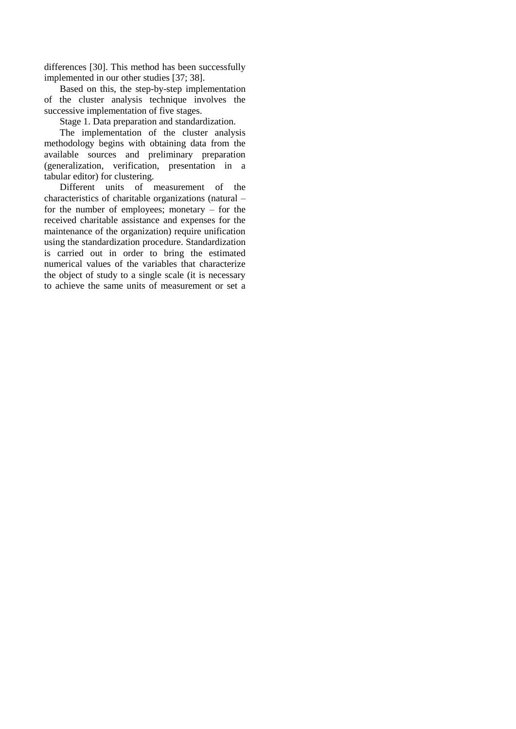differences [30]. This method has been successfully implemented in our other studies [37; 38].

Based on this, the step-by-step implementation of the cluster analysis technique involves the successive implementation of five stages.

Stage 1. Data preparation and standardization.

The implementation of the cluster analysis methodology begins with obtaining data from the available sources and preliminary preparation (generalization, verification, presentation in a tabular editor) for clustering.

Different units of measurement of the characteristics of charitable organizations (natural – for the number of employees; monetary – for the received charitable assistance and expenses for the maintenance of the organization) require unification using the standardization procedure. Standardization is carried out in order to bring the estimated numerical values of the variables that characterize the object of study to a single scale (it is necessary to achieve the same units of measurement or set a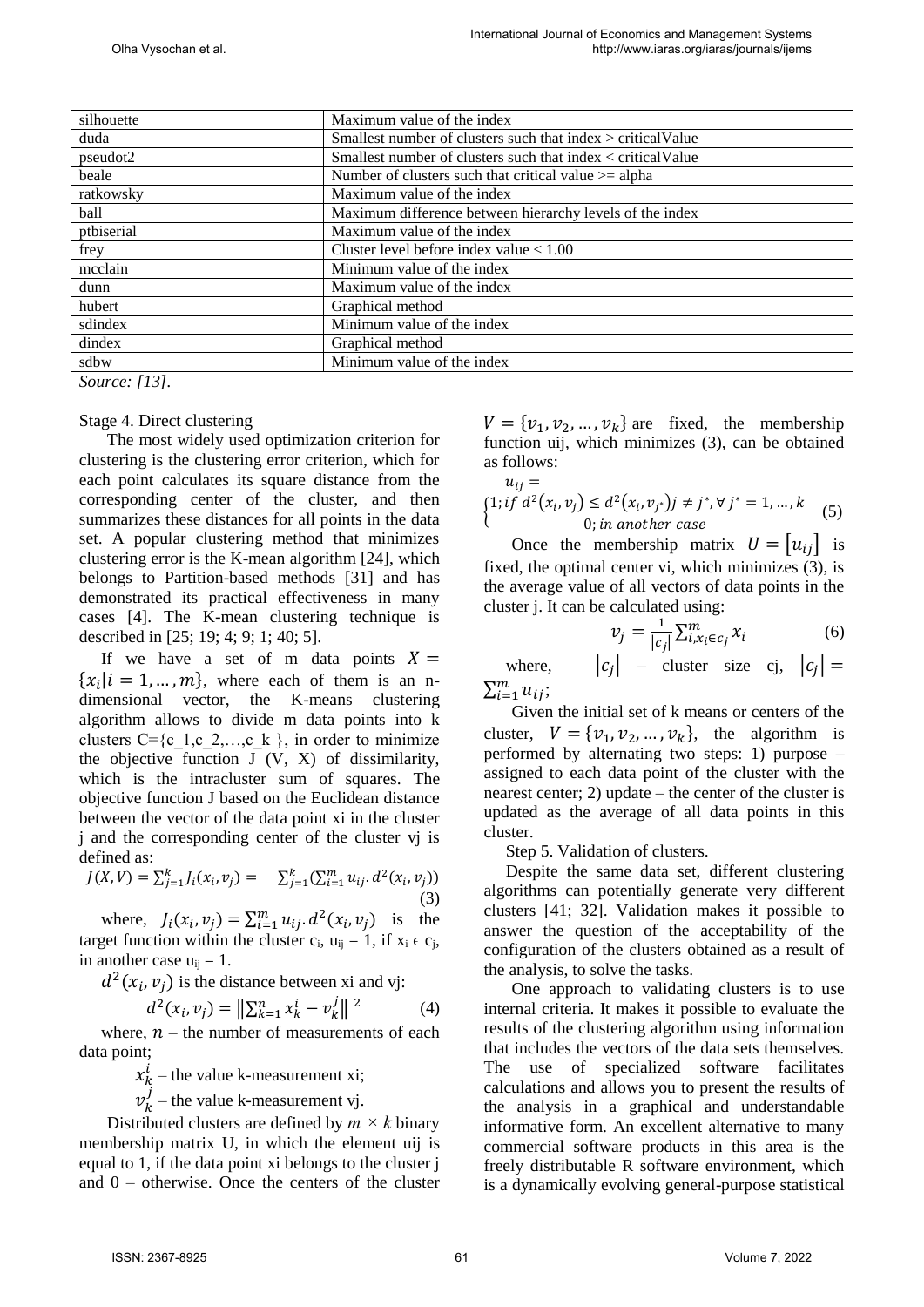| silhouette | Maximum value of the index |
|---|---|
| duda | Smallest number of clusters such that index > criticalValue |
| pseudot2 | Smallest number of clusters such that index < criticalValue |
| beale | Number of clusters such that critical value >= alpha |
| ratkowsky | Maximum value of the index |
| ball | Maximum difference between hierarchy levels of the index |
| ptbiserial | Maximum value of the index |
| frey | Cluster level before index value < 1.00 |
| mcclain | Minimum value of the index |
| dunn | Maximum value of the index |
| hubert | Graphical method |
| sdindex | Minimum value of the index |
| dindex | Graphical method |
| sdbw | Minimum value of the index |

*Source: [13].*

Stage 4. Direct clustering

The most widely used optimization criterion for clustering is the clustering error criterion, which for each point calculates its square distance from the corresponding center of the cluster, and then summarizes these distances for all points in the data set. A popular clustering method that minimizes clustering error is the K-mean algorithm [24], which belongs to Partition-based methods [31] and has demonstrated its practical effectiveness in many cases [4]. The K-mean clustering technique is described in [25; 19; 4; 9; 1; 40; 5].

If we have a set of m data points $X = \{x_i | i = 1, \dots, m\}$, where each of them is an n-dimensional vector, the K-means clustering algorithm allows to divide m data points into k clusters C={c_1,c_2,…,c_k }, in order to minimize the objective function J (V, X) of dissimilarity, which is the intracluster sum of squares. The objective function J based on the Euclidean distance between the vector of the data point xi in the cluster j and the corresponding center of the cluster vj is defined as:

$$J(X,V) = \sum_{j=1}^{k} J_i(x_i, v_j) = \sum_{j=1}^{k} (\sum_{i=1}^{m} u_{ij} . d^2(x_i, v_j)) \quad (3)$$

where, $J_i(x_i, v_j) = \sum_{i=1}^{m} u_{ij} . d^2(x_i, v_j)$ is the target function within the cluster $c_i$, $u_{ij} = 1$, if $x_i \in c_j$, in another case $u_{ij} = 1$.

$d^2(x_i, v_j)$ is the distance between xi and vj:

$$d^2(x_i, v_j) = \left\| \sum_{k=1}^{n} x_k^i - v_k^j \right\|^2 \quad (4)$$

where, $n$ – the number of measurements of each data point;

$x_k^i$ – the value k-measurement xi;

$v_k^j$ – the value k-measurement vj.

Distributed clusters are defined by $m \times k$ binary membership matrix U, in which the element uij is equal to 1, if the data point xi belongs to the cluster j and 0 – otherwise. Once the centers of the cluster $V = \{v_1, v_2, \dots, v_k\}$ are fixed, the membership function uij, which minimizes (3), can be obtained as follows:

$$u_{ij} = \begin{cases} 1; if\ d^2(x_i, v_j) \leq d^2(x_i, v_{j^*}) j \neq j^*, \forall j^* = 1, \dots, k \\ 0; in\ another\ case \end{cases} \quad (5)$$

Once the membership matrix $U = [u_{ij}]$ is fixed, the optimal center vi, which minimizes (3), is the average value of all vectors of data points in the cluster j. It can be calculated using:

$$v_j = \frac{1}{|c_j|} \sum_{i, x_i \in c_j}^{m} x_i \quad (6)$$

where, $|c_j|$ – cluster size cj, $|c_j| = \sum_{i=1}^{m} u_{ij}$;

Given the initial set of k means or centers of the cluster, $V = \{v_1, v_2, \dots, v_k\}$, the algorithm is performed by alternating two steps: 1) purpose – assigned to each data point of the cluster with the nearest center; 2) update – the center of the cluster is updated as the average of all data points in this cluster.

Step 5. Validation of clusters.

Despite the same data set, different clustering algorithms can potentially generate very different clusters [41; 32]. Validation makes it possible to answer the question of the acceptability of the configuration of the clusters obtained as a result of the analysis, to solve the tasks.

One approach to validating clusters is to use internal criteria. It makes it possible to evaluate the results of the clustering algorithm using information that includes the vectors of the data sets themselves. The use of specialized software facilitates calculations and allows you to present the results of the analysis in a graphical and understandable informative form. An excellent alternative to many commercial software products in this area is the freely distributable R software environment, which is a dynamically evolving general-purpose statistical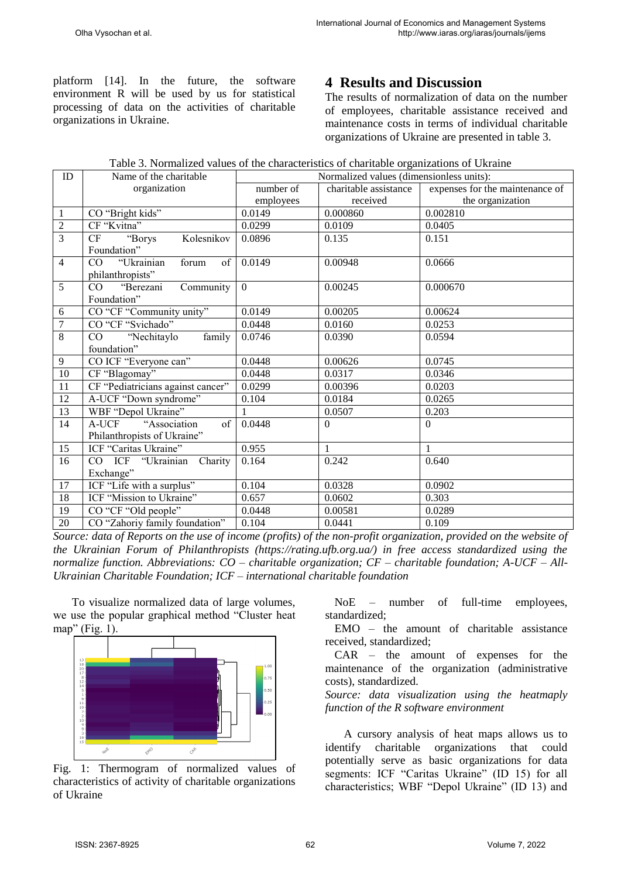platform [14]. In the future, the software environment R will be used by us for statistical processing of data on the activities of charitable organizations in Ukraine.

## 4 Results and Discussion

The results of normalization of data on the number of employees, charitable assistance received and maintenance costs in terms of individual charitable organizations of Ukraine are presented in table 3.

Table 3. Normalized values of the characteristics of charitable organizations of Ukraine

| ID | Name of the charitable organization | Normalized values (dimensionless units): | | |
|---|---|---|---|---|
| | | number of employees | charitable assistance received | expenses for the maintenance of the organization |
| 1 | CO "Bright kids" | 0.0149 | 0.000860 | 0.002810 |
| 2 | CF "Kvitna" | 0.0299 | 0.0109 | 0.0405 |
| 3 | CF "Borys Kolesnikov Foundation" | 0.0896 | 0.135 | 0.151 |
| 4 | CO "Ukrainian forum of philanthropists" | 0.0149 | 0.00948 | 0.0666 |
| 5 | CO "Berezani Community Foundation" | 0 | 0.00245 | 0.000670 |
| 6 | CO "CF "Community unity" | 0.0149 | 0.00205 | 0.00624 |
| 7 | CO "CF "Svichado" | 0.0448 | 0.0160 | 0.0253 |
| 8 | CO "Nechitaylo family foundation" | 0.0746 | 0.0390 | 0.0594 |
| 9 | CO ICF "Everyone can" | 0.0448 | 0.00626 | 0.0745 |
| 10 | CF "Blagomay" | 0.0448 | 0.0317 | 0.0346 |
| 11 | CF "Pediatricians against cancer" | 0.0299 | 0.00396 | 0.0203 |
| 12 | A-UCF "Down syndrome" | 0.104 | 0.0184 | 0.0265 |
| 13 | WBF "Depol Ukraine" | 1 | 0.0507 | 0.203 |
| 14 | A-UCF "Association of Philanthropists of Ukraine" | 0.0448 | 0 | 0 |
| 15 | ICF "Caritas Ukraine" | 0.955 | 1 | 1 |
| 16 | CO ICF "Ukrainian Charity Exchange" | 0.164 | 0.242 | 0.640 |
| 17 | ICF "Life with a surplus" | 0.104 | 0.0328 | 0.0902 |
| 18 | ICF "Mission to Ukraine" | 0.657 | 0.0602 | 0.303 |
| 19 | CO "CF "Old people" | 0.0448 | 0.00581 | 0.0289 |
| 20 | CO "Zahoriy family foundation" | 0.104 | 0.0441 | 0.109 |

*Source: data of Reports on the use of income (profits) of the non-profit organization, provided on the website of the Ukrainian Forum of Philanthropists (https://rating.ufb.org.ua/) in free access standardized using the normalize function. Abbreviations: CO – charitable organization; CF – charitable foundation; A-UCF – All-Ukrainian Charitable Foundation; ICF – international charitable foundation*

To visualize normalized data of large volumes, we use the popular graphical method "Cluster heat map" (Fig. 1).

Fig. 1: Thermogram of normalized values of characteristics of activity of charitable organizations of Ukraine

NoE – number of full-time employees, standardized;

EMO – the amount of charitable assistance received, standardized;

CAR – the amount of expenses for the maintenance of the organization (administrative costs), standardized.

*Source: data visualization using the heatmaply function of the R software environment*

A cursory analysis of heat maps allows us to identify charitable organizations that could potentially serve as basic organizations for data segments: ICF "Caritas Ukraine" (ID 15) for all characteristics; WBF "Depol Ukraine" (ID 13) and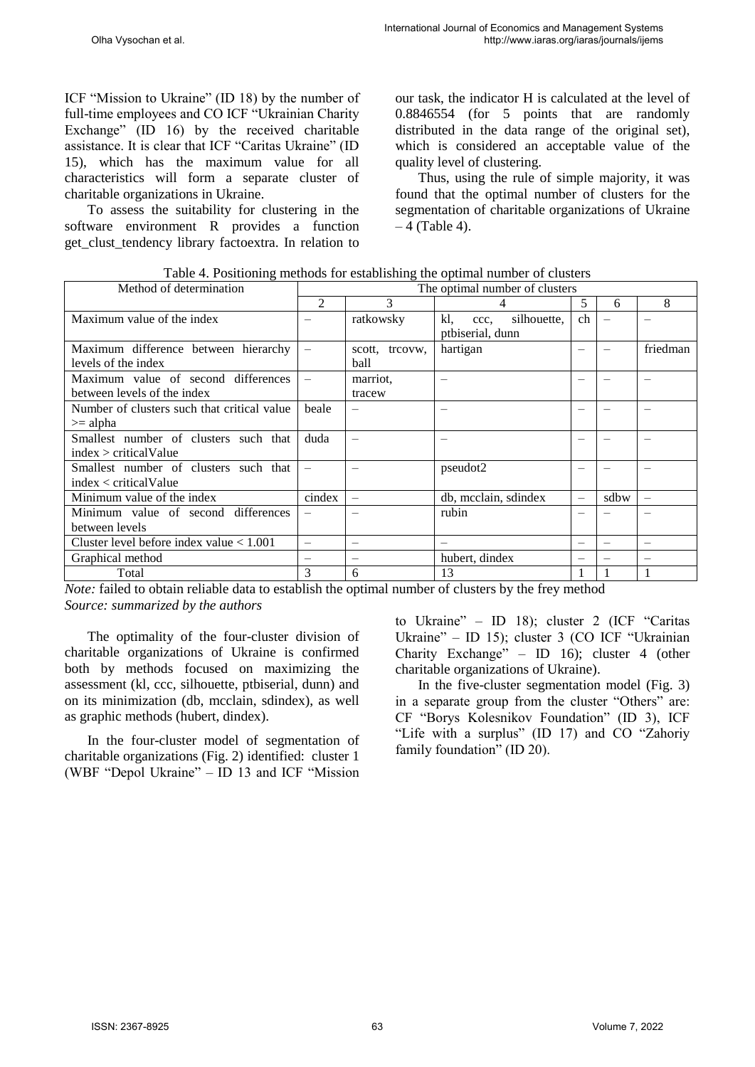ICF "Mission to Ukraine" (ID 18) by the number of full-time employees and CO ICF "Ukrainian Charity Exchange" (ID 16) by the received charitable assistance. It is clear that ICF "Caritas Ukraine" (ID 15), which has the maximum value for all characteristics will form a separate cluster of charitable organizations in Ukraine.

To assess the suitability for clustering in the software environment R provides a function get_clust_tendency library factoextra. In relation to our task, the indicator H is calculated at the level of 0.8846554 (for 5 points that are randomly distributed in the data range of the original set), which is considered an acceptable value of the quality level of clustering.

Thus, using the rule of simple majority, it was found that the optimal number of clusters for the segmentation of charitable organizations of Ukraine – 4 (Table 4).

Table 4. Positioning methods for establishing the optimal number of clusters

| Method of determination | The optimal number of clusters | | | | | |
|---|---|---|---|---|---|---|
| | 2 | 3 | 4 | 5 | 6 | 8 |
| Maximum value of the index | – | ratkowsky | kl, ccc, silhouette, ptbiserial, dunn | ch | – | – |
| Maximum difference between hierarchy levels of the index | – | scott, trcovw, ball | hartigan | – | – | friedman |
| Maximum value of second differences between levels of the index | – | marriot, tracew | – | – | – | – |
| Number of clusters such that critical value >= alpha | beale | – | – | – | – | – |
| Smallest number of clusters such that index > criticalValue | duda | – | – | – | – | – |
| Smallest number of clusters such that index < criticalValue | – | – | pseudot2 | – | – | – |
| Minimum value of the index | cindex | – | db, mcclain, sdindex | – | sdbw | – |
| Minimum value of second differences between levels | – | – | rubin | – | – | – |
| Cluster level before index value < 1.001 | – | – | – | – | – | – |
| Graphical method | – | – | hubert, dindex | – | – | – |
| Total | 3 | 6 | 13 | 1 | 1 | 1 |

*Note:* failed to obtain reliable data to establish the optimal number of clusters by the frey method
*Source: summarized by the authors*

The optimality of the four-cluster division of charitable organizations of Ukraine is confirmed both by methods focused on maximizing the assessment (kl, ccc, silhouette, ptbiserial, dunn) and on its minimization (db, mcclain, sdindex), as well as graphic methods (hubert, dindex).

In the four-cluster model of segmentation of charitable organizations (Fig. 2) identified: cluster 1 (WBF "Depol Ukraine" – ID 13 and ICF "Mission to Ukraine" – ID 18); cluster 2 (ICF "Caritas Ukraine" – ID 15); cluster 3 (CO ICF "Ukrainian Charity Exchange" – ID 16); cluster 4 (other charitable organizations of Ukraine).

In the five-cluster segmentation model (Fig. 3) in a separate group from the cluster "Others" are: CF "Borys Kolesnikov Foundation" (ID 3), ICF "Life with a surplus" (ID 17) and CO "Zahoriy family foundation" (ID 20).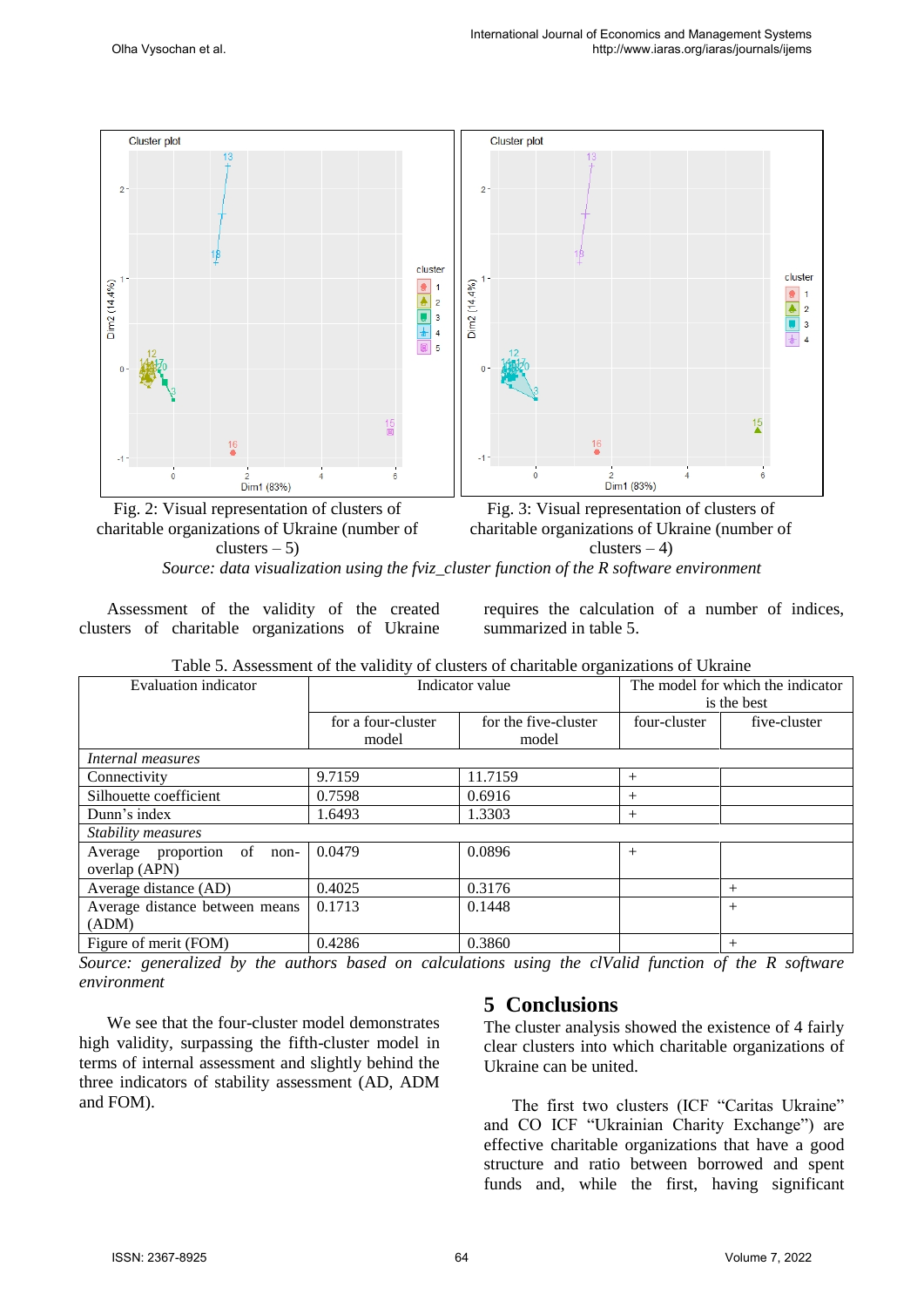Fig. 2: Visual representation of clusters of charitable organizations of Ukraine (number of clusters – 5)

Fig. 3: Visual representation of clusters of charitable organizations of Ukraine (number of clusters – 4)

*Source: data visualization using the fviz_cluster function of the R software environment*

Assessment of the validity of the created clusters of charitable organizations of Ukraine requires the calculation of a number of indices, summarized in table 5.

Table 5. Assessment of the validity of clusters of charitable organizations of Ukraine

| Evaluation indicator | Indicator value | | The model for which the indicator is the best | |
|---|---|---|---|---|
| | for a four-cluster model | for the five-cluster model | four-cluster | five-cluster |
| *Internal measures* | | | | |
| Connectivity | 9.7159 | 11.7159 | + | |
| Silhouette coefficient | 0.7598 | 0.6916 | + | |
| Dunn's index | 1.6493 | 1.3303 | + | |
| *Stability measures* | | | | |
| Average proportion of non-overlap (APN) | 0.0479 | 0.0896 | + | |
| Average distance (AD) | 0.4025 | 0.3176 | | + |
| Average distance between means (ADM) | 0.1713 | 0.1448 | | + |
| Figure of merit (FOM) | 0.4286 | 0.3860 | | + |

*Source: generalized by the authors based on calculations using the clValid function of the R software environment*

We see that the four-cluster model demonstrates high validity, surpassing the fifth-cluster model in terms of internal assessment and slightly behind the three indicators of stability assessment (AD, ADM and FOM).

## 5 Conclusions

The cluster analysis showed the existence of 4 fairly clear clusters into which charitable organizations of Ukraine can be united.

The first two clusters (ICF "Caritas Ukraine" and CO ICF "Ukrainian Charity Exchange") are effective charitable organizations that have a good structure and ratio between borrowed and spent funds and, while the first, having significant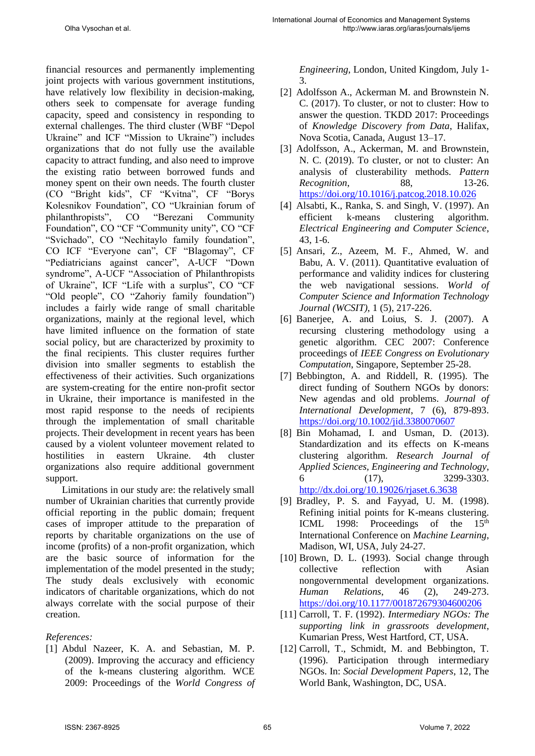financial resources and permanently implementing joint projects with various government institutions, have relatively low flexibility in decision-making, others seek to compensate for average funding capacity, speed and consistency in responding to external challenges. The third cluster (WBF "Depol Ukraine" and ICF "Mission to Ukraine") includes organizations that do not fully use the available capacity to attract funding, and also need to improve the existing ratio between borrowed funds and money spent on their own needs. The fourth cluster (CO "Bright kids", CF "Kvitna", CF "Borys Kolesnikov Foundation", CO "Ukrainian forum of philanthropists", CO "Berezani Community Foundation", CO "CF "Community unity", CO "CF "Svichado", CO "Nechitaylo family foundation", CO ICF "Everyone can", CF "Blagomay", CF "Pediatricians against cancer", A-UCF "Down syndrome", A-UCF "Association of Philanthropists of Ukraine", ICF "Life with a surplus", CO "CF "Old people", CO "Zahoriy family foundation") includes a fairly wide range of small charitable organizations, mainly at the regional level, which have limited influence on the formation of state social policy, but are characterized by proximity to the final recipients. This cluster requires further division into smaller segments to establish the effectiveness of their activities. Such organizations are system-creating for the entire non-profit sector in Ukraine, their importance is manifested in the most rapid response to the needs of recipients through the implementation of small charitable projects. Their development in recent years has been caused by a violent volunteer movement related to hostilities in eastern Ukraine. 4th cluster organizations also require additional government support.

Limitations in our study are: the relatively small number of Ukrainian charities that currently provide official reporting in the public domain; frequent cases of improper attitude to the preparation of reports by charitable organizations on the use of income (profits) of a non-profit organization, which are the basic source of information for the implementation of the model presented in the study; The study deals exclusively with economic indicators of charitable organizations, which do not always correlate with the social purpose of their creation.

*References:*

[1] Abdul Nazeer, K. A. and Sebastian, M. P. (2009). Improving the accuracy and efficiency of the k-means clustering algorithm. WCE 2009: Proceedings of the *World Congress of Engineering*, London, United Kingdom, July 1-3.

[2] Adolfsson A., Ackerman M. and Brownstein N. C. (2017). To cluster, or not to cluster: How to answer the question. TKDD 2017: Proceedings of *Knowledge Discovery from Data*, Halifax, Nova Scotia, Canada, August 13–17.

[3] Adolfsson, A., Ackerman, M. and Brownstein, N. C. (2019). To cluster, or not to cluster: An analysis of clusterability methods. *Pattern Recognition*, 88, 13-26. https://doi.org/10.1016/j.patcog.2018.10.026

[4] Alsabti, K., Ranka, S. and Singh, V. (1997). An efficient k-means clustering algorithm. *Electrical Engineering and Computer Science*, 43, 1-6.

[5] Ansari, Z., Azeem, M. F., Ahmed, W. and Babu, A. V. (2011). Quantitative evaluation of performance and validity indices for clustering the web navigational sessions. *World of Computer Science and Information Technology Journal (WCSIT)*, 1 (5), 217-226.

[6] Banerjee, A. and Loius, S. J. (2007). A recursing clustering methodology using a genetic algorithm. CEC 2007: Conference proceedings of *IEEE Congress on Evolutionary Computation*, Singapore, September 25-28.

[7] Bebbington, A. and Riddell, R. (1995). The direct funding of Southern NGOs by donors: New agendas and old problems. *Journal of International Development*, 7 (6), 879-893. https://doi.org/10.1002/jid.3380070607

[8] Bin Mohamad, I. and Usman, D. (2013). Standardization and its effects on K-means clustering algorithm. *Research Journal of Applied Sciences, Engineering and Technology*, 6 (17), 3299-3303. http://dx.doi.org/10.19026/rjaset.6.3638

[9] Bradley, P. S. and Fayyad, U. M. (1998). Refining initial points for K-means clustering. ICML 1998: Proceedings of the 15th International Conference on *Machine Learning*, Madison, WI, USA, July 24-27.

[10] Brown, D. L. (1993). Social change through collective reflection with Asian nongovernmental development organizations. *Human Relations*, 46 (2), 249-273. https://doi.org/10.1177/001872679304600206

[11] Carroll, T. F. (1992). *Intermediary NGOs: The supporting link in grassroots development*, Kumarian Press, West Hartford, CT, USA.

[12] Carroll, T., Schmidt, M. and Bebbington, T. (1996). Participation through intermediary NGOs. In: *Social Development Papers*, 12, The World Bank, Washington, DC, USA.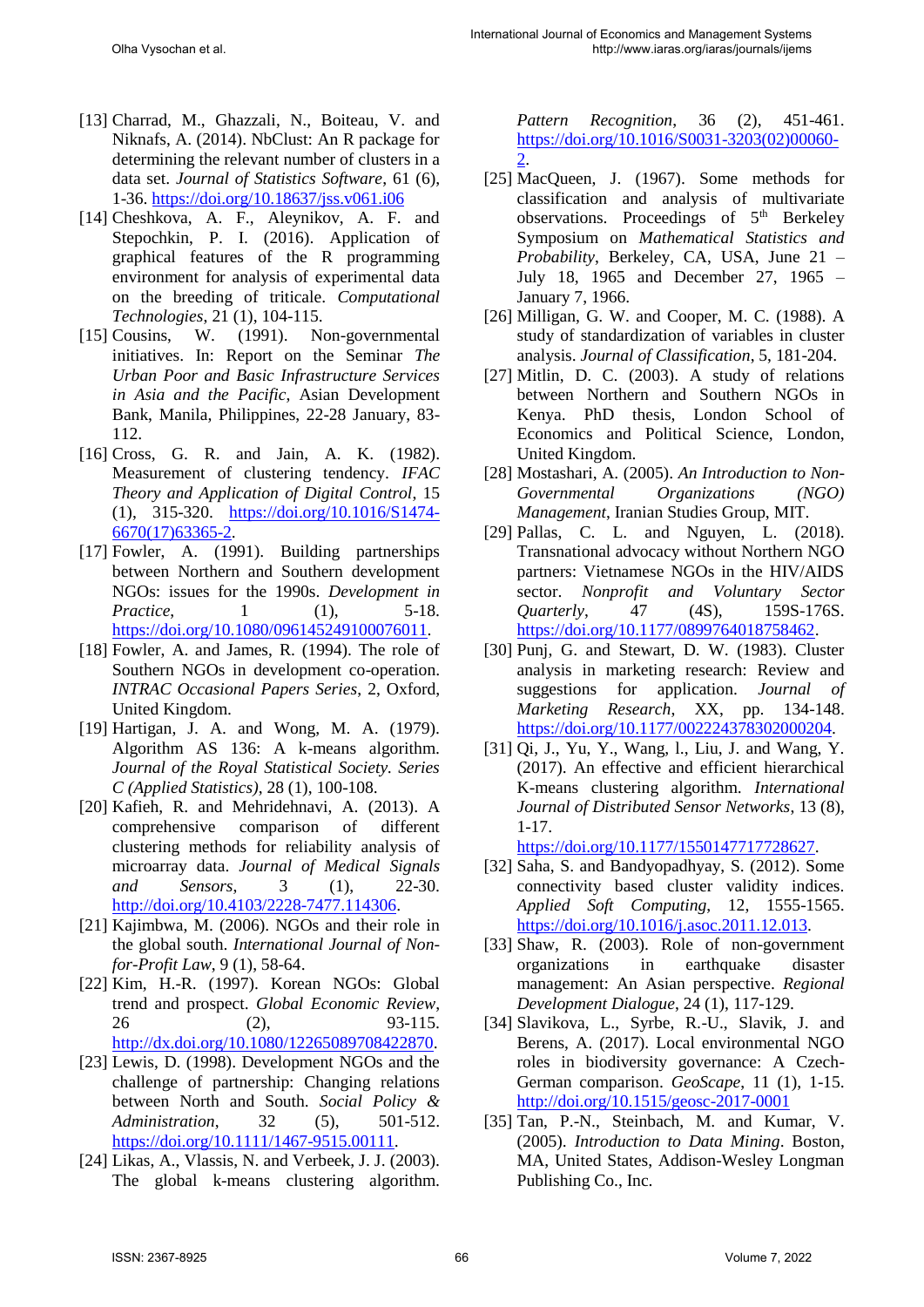[13] Charrad, M., Ghazzali, N., Boiteau, V. and Niknafs, A. (2014). NbClust: An R package for determining the relevant number of clusters in a data set. *Journal of Statistics Software*, 61 (6), 1-36. https://doi.org/10.18637/jss.v061.i06

[14] Cheshkova, A. F., Aleynikov, A. F. and Stepochkin, P. I. (2016). Application of graphical features of the R programming environment for analysis of experimental data on the breeding of triticale. *Computational Technologies*, 21 (1), 104-115.

[15] Cousins, W. (1991). Non-governmental initiatives. In: Report on the Seminar *The Urban Poor and Basic Infrastructure Services in Asia and the Pacific*, Asian Development Bank, Manila, Philippines, 22-28 January, 83-112.

[16] Cross, G. R. and Jain, A. K. (1982). Measurement of clustering tendency. *IFAC Theory and Application of Digital Control*, 15 (1), 315-320. https://doi.org/10.1016/S1474-6670(17)63365-2.

[17] Fowler, A. (1991). Building partnerships between Northern and Southern development NGOs: issues for the 1990s. *Development in Practice*, 1 (1), 5-18. https://doi.org/10.1080/096145249100076011.

[18] Fowler, A. and James, R. (1994). The role of Southern NGOs in development co-operation. *INTRAC Occasional Papers Series*, 2, Oxford, United Kingdom.

[19] Hartigan, J. A. and Wong, M. A. (1979). Algorithm AS 136: A k-means algorithm. *Journal of the Royal Statistical Society. Series C (Applied Statistics)*, 28 (1), 100-108.

[20] Kafieh, R. and Mehridehnavi, A. (2013). A comprehensive comparison of different clustering methods for reliability analysis of microarray data. *Journal of Medical Signals and Sensors*, 3 (1), 22-30. http://doi.org/10.4103/2228-7477.114306.

[21] Kajimbwa, M. (2006). NGOs and their role in the global south. *International Journal of Non-for-Profit Law*, 9 (1), 58-64.

[22] Kim, H.-R. (1997). Korean NGOs: Global trend and prospect. *Global Economic Review*, 26 (2), 93-115. http://dx.doi.org/10.1080/12265089708422870.

[23] Lewis, D. (1998). Development NGOs and the challenge of partnership: Changing relations between North and South. *Social Policy & Administration*, 32 (5), 501-512. https://doi.org/10.1111/1467-9515.00111.

[24] Likas, A., Vlassis, N. and Verbeek, J. J. (2003). The global k-means clustering algorithm. *Pattern Recognition*, 36 (2), 451-461. https://doi.org/10.1016/S0031-3203(02)00060-2.

[25] MacQueen, J. (1967). Some methods for classification and analysis of multivariate observations. Proceedings of 5th Berkeley Symposium on *Mathematical Statistics and Probability*, Berkeley, CA, USA, June 21 – July 18, 1965 and December 27, 1965 – January 7, 1966.

[26] Milligan, G. W. and Cooper, M. C. (1988). A study of standardization of variables in cluster analysis. *Journal of Classification*, 5, 181-204.

[27] Mitlin, D. C. (2003). A study of relations between Northern and Southern NGOs in Kenya. PhD thesis, London School of Economics and Political Science, London, United Kingdom.

[28] Mostashari, A. (2005). *An Introduction to Non-Governmental Organizations (NGO) Management*, Iranian Studies Group, MIT.

[29] Pallas, C. L. and Nguyen, L. (2018). Transnational advocacy without Northern NGO partners: Vietnamese NGOs in the HIV/AIDS sector. *Nonprofit and Voluntary Sector Quarterly*, 47 (4S), 159S-176S. https://doi.org/10.1177/0899764018758462.

[30] Punj, G. and Stewart, D. W. (1983). Cluster analysis in marketing research: Review and suggestions for application. *Journal of Marketing Research*, XX, pp. 134-148. https://doi.org/10.1177/002224378302000204.

[31] Qi, J., Yu, Y., Wang, l., Liu, J. and Wang, Y. (2017). An effective and efficient hierarchical K-means clustering algorithm. *International Journal of Distributed Sensor Networks*, 13 (8), 1-17. https://doi.org/10.1177/1550147717728627.

[32] Saha, S. and Bandyopadhyay, S. (2012). Some connectivity based cluster validity indices. *Applied Soft Computing*, 12, 1555-1565. https://doi.org/10.1016/j.asoc.2011.12.013.

[33] Shaw, R. (2003). Role of non-government organizations in earthquake disaster management: An Asian perspective. *Regional Development Dialogue*, 24 (1), 117-129.

[34] Slavikova, L., Syrbe, R.-U., Slavik, J. and Berens, A. (2017). Local environmental NGO roles in biodiversity governance: A Czech-German comparison. *GeoScape*, 11 (1), 1-15. http://doi.org/10.1515/geosc-2017-0001

[35] Tan, P.-N., Steinbach, M. and Kumar, V. (2005). *Introduction to Data Mining*. Boston, MA, United States, Addison-Wesley Longman Publishing Co., Inc.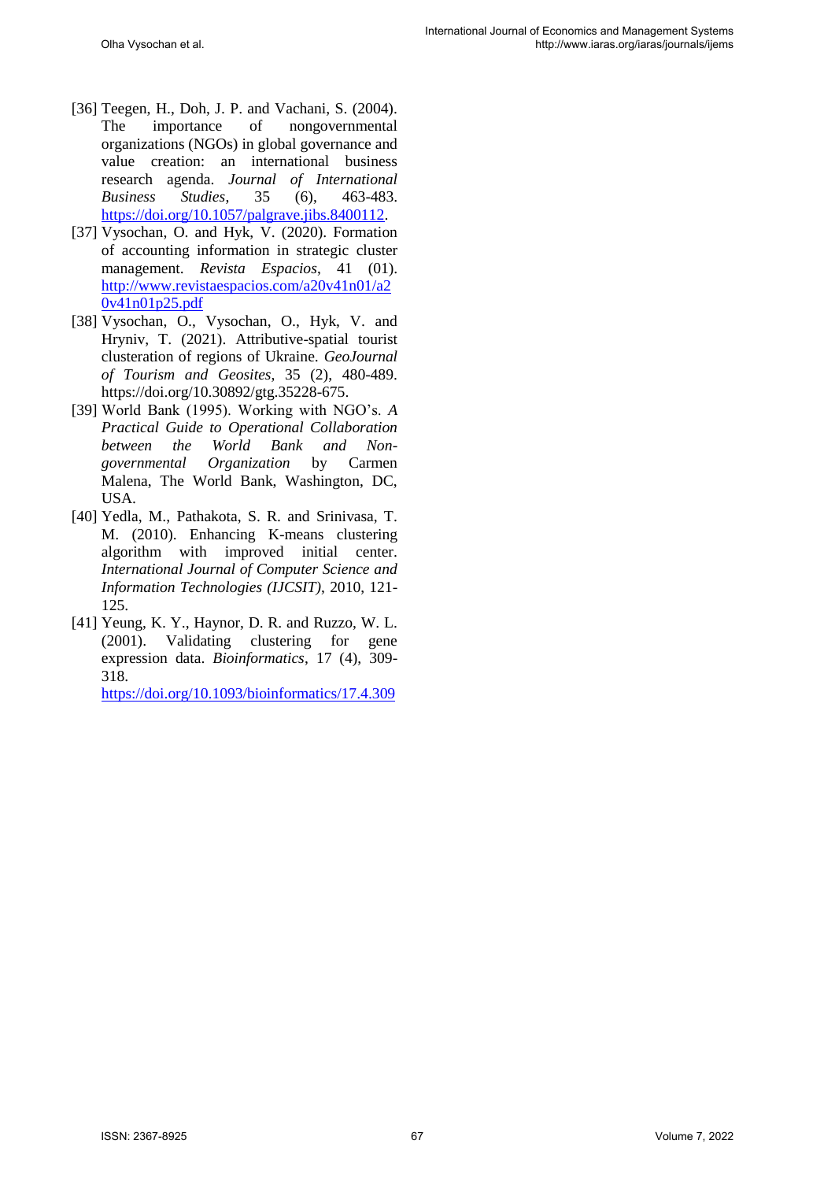[36] Teegen, H., Doh, J. P. and Vachani, S. (2004). The importance of nongovernmental organizations (NGOs) in global governance and value creation: an international business research agenda. *Journal of International Business Studies*, 35 (6), 463-483. https://doi.org/10.1057/palgrave.jibs.8400112.

[37] Vysochan, O. and Hyk, V. (2020). Formation of accounting information in strategic cluster management. *Revista Espacios*, 41 (01). http://www.revistaespacios.com/a20v41n01/a20v41n01p25.pdf

[38] Vysochan, O., Vysochan, O., Hyk, V. and Hryniv, T. (2021). Attributive-spatial tourist clusteration of regions of Ukraine. *GeoJournal of Tourism and Geosites*, 35 (2), 480-489. https://doi.org/10.30892/gtg.35228-675.

[39] World Bank (1995). Working with NGO's. *A Practical Guide to Operational Collaboration between the World Bank and Non-governmental Organization* by Carmen Malena, The World Bank, Washington, DC, USA.

[40] Yedla, M., Pathakota, S. R. and Srinivasa, T. M. (2010). Enhancing K-means clustering algorithm with improved initial center. *International Journal of Computer Science and Information Technologies (IJCSIT)*, 2010, 121-125.

[41] Yeung, K. Y., Haynor, D. R. and Ruzzo, W. L. (2001). Validating clustering for gene expression data. *Bioinformatics*, 17 (4), 309-318. https://doi.org/10.1093/bioinformatics/17.4.309